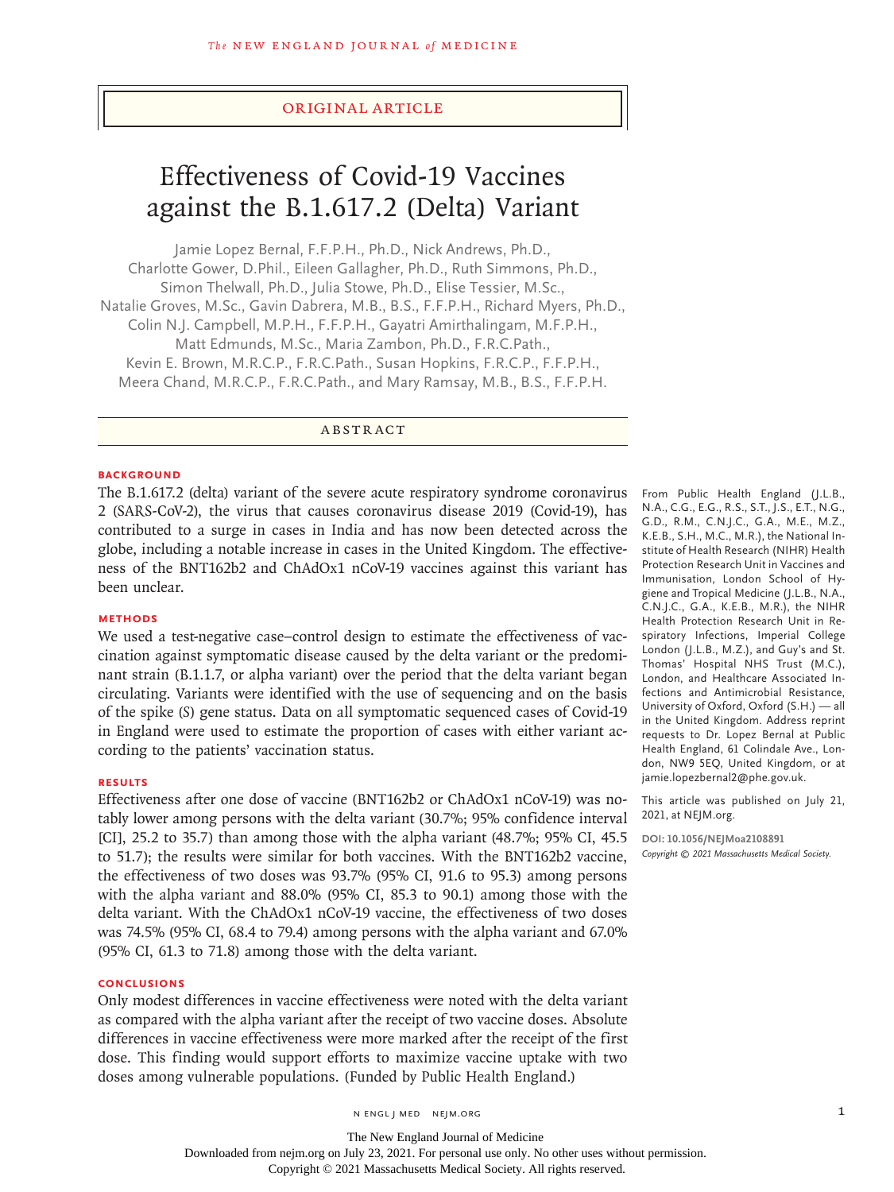ORIGINAL ARTICLE

# Effectiveness of Covid-19 Vaccines against the B.1.617.2 (Delta) Variant

Jamie Lopez Bernal, F.F.P.H., Ph.D., Nick Andrews, Ph.D., Charlotte Gower, D.Phil., Eileen Gallagher, Ph.D., Ruth Simmons, Ph.D., Simon Thelwall, Ph.D., Julia Stowe, Ph.D., Elise Tessier, M.Sc., Natalie Groves, M.Sc., Gavin Dabrera, M.B., B.S., F.F.P.H., Richard Myers, Ph.D., Colin N.J. Campbell, M.P.H., F.F.P.H., Gayatri Amirthalingam, M.F.P.H., Matt Edmunds, M.Sc., Maria Zambon, Ph.D., F.R.C.Path., Kevin E. Brown, M.R.C.P., F.R.C.Path., Susan Hopkins, F.R.C.P., F.F.P.H., Meera Chand, M.R.C.P., F.R.C.Path., and Mary Ramsay, M.B., B.S., F.F.P.H.

## ABSTRACT

### BACKGROUND

The B.1.617.2 (delta) variant of the severe acute respiratory syndrome coronavirus 2 (SARS-CoV-2), the virus that causes coronavirus disease 2019 (Covid-19), has contributed to a surge in cases in India and has now been detected across the globe, including a notable increase in cases in the United Kingdom. The effectiveness of the BNT162b2 and ChAdOx1 nCoV-19 vaccines against this variant has been unclear.

### METHODS

We used a test-negative case–control design to estimate the effectiveness of vaccination against symptomatic disease caused by the delta variant or the predominant strain (B.1.1.7, or alpha variant) over the period that the delta variant began circulating. Variants were identified with the use of sequencing and on the basis of the spike (S) gene status. Data on all symptomatic sequenced cases of Covid-19 in England were used to estimate the proportion of cases with either variant according to the patients' vaccination status.

### RESULTS

Effectiveness after one dose of vaccine (BNT162b2 or ChAdOx1 nCoV-19) was notably lower among persons with the delta variant (30.7%; 95% confidence interval [CI], 25.2 to 35.7) than among those with the alpha variant (48.7%; 95% CI, 45.5 to 51.7); the results were similar for both vaccines. With the BNT162b2 vaccine, the effectiveness of two doses was 93.7% (95% CI, 91.6 to 95.3) among persons with the alpha variant and 88.0% (95% CI, 85.3 to 90.1) among those with the delta variant. With the ChAdOx1 nCoV-19 vaccine, the effectiveness of two doses was 74.5% (95% CI, 68.4 to 79.4) among persons with the alpha variant and 67.0% (95% CI, 61.3 to 71.8) among those with the delta variant.

### CONCLUSIONS

Only modest differences in vaccine effectiveness were noted with the delta variant as compared with the alpha variant after the receipt of two vaccine doses. Absolute differences in vaccine effectiveness were more marked after the receipt of the first dose. This finding would support efforts to maximize vaccine uptake with two doses among vulnerable populations. (Funded by Public Health England.)

From Public Health England (J.L.B., N.A., C.G., E.G., R.S., S.T., J.S., E.T., N.G., G.D., R.M., C.N.J.C., G.A., M.E., M.Z., K.E.B., S.H., M.C., M.R.), the National Institute of Health Research (NIHR) Health Protection Research Unit in Vaccines and Immunisation, London School of Hygiene and Tropical Medicine (J.L.B., N.A., C.N.J.C., G.A., K.E.B., M.R.), the NIHR Health Protection Research Unit in Respiratory Infections, Imperial College London (J.L.B., M.Z.), and Guy's and St. Thomas' Hospital NHS Trust (M.C.), London, and Healthcare Associated Infections and Antimicrobial Resistance, University of Oxford, Oxford (S.H.) — all in the United Kingdom. Address reprint requests to Dr. Lopez Bernal at Public Health England, 61 Colindale Ave., London, NW9 5EQ, United Kingdom, or at jamie.lopezbernal2@phe.gov.uk.

This article was published on July 21, 2021, at NEJM.org.

DOI: 10.1056/NEJMoa2108891
*Copyright © 2021 Massachusetts Medical Society.*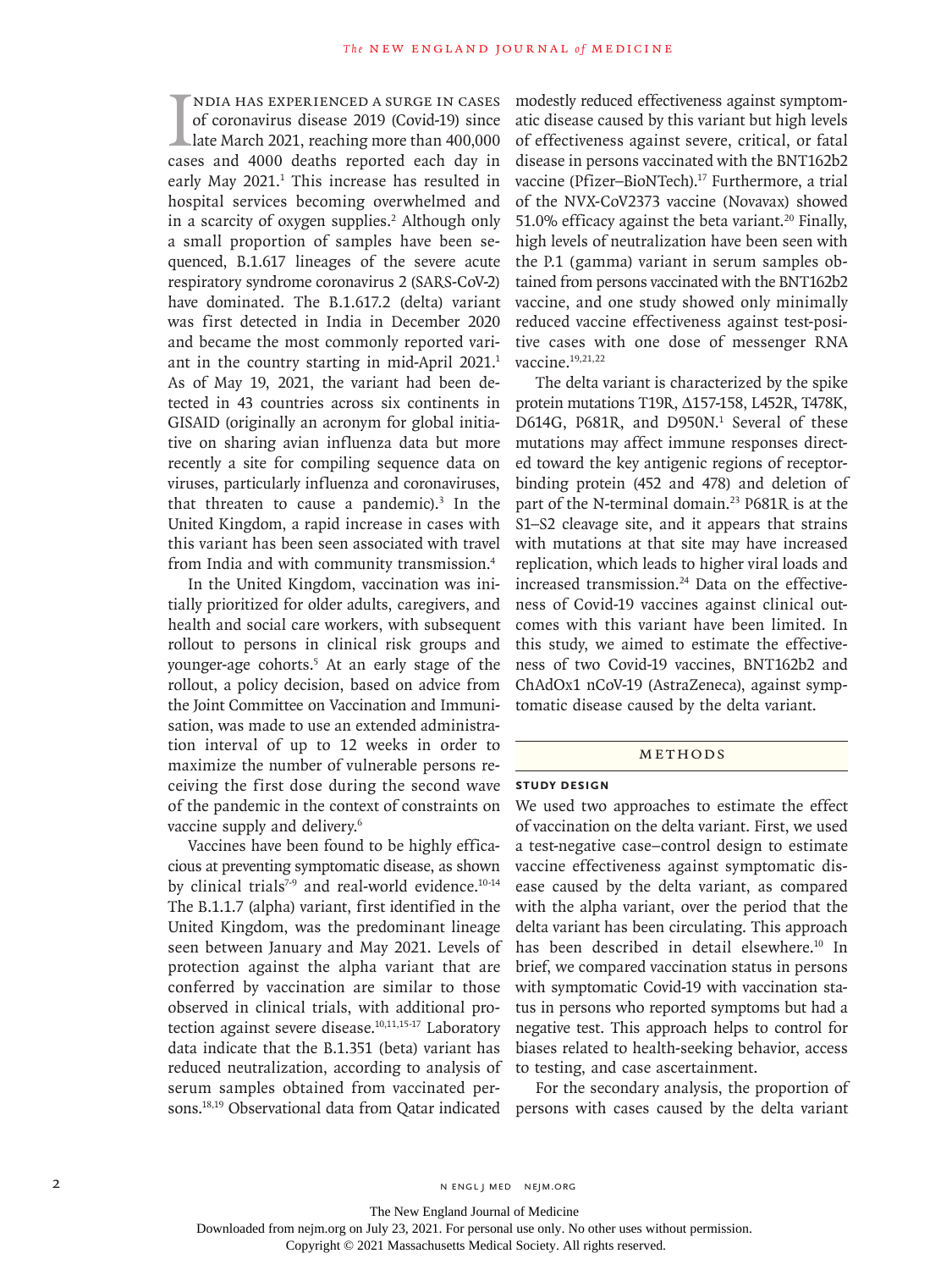India has experienced a surge in cases of coronavirus disease 2019 (Covid-19) since late March 2021, reaching more than 400,000 cases and 4000 deaths reported each day in early May 2021.[1] This increase has resulted in hospital services becoming overwhelmed and in a scarcity of oxygen supplies.[2] Although only a small proportion of samples have been sequenced, B.1.617 lineages of the severe acute respiratory syndrome coronavirus 2 (SARS-CoV-2) have dominated. The B.1.617.2 (delta) variant was first detected in India in December 2020 and became the most commonly reported variant in the country starting in mid-April 2021.[1] As of May 19, 2021, the variant had been detected in 43 countries across six continents in GISAID (originally an acronym for global initiative on sharing avian influenza data but more recently a site for compiling sequence data on viruses, particularly influenza and coronaviruses, that threaten to cause a pandemic).[3] In the United Kingdom, a rapid increase in cases with this variant has been seen associated with travel from India and with community transmission.[4]

In the United Kingdom, vaccination was initially prioritized for older adults, caregivers, and health and social care workers, with subsequent rollout to persons in clinical risk groups and younger-age cohorts.[5] At an early stage of the rollout, a policy decision, based on advice from the Joint Committee on Vaccination and Immunisation, was made to use an extended administration interval of up to 12 weeks in order to maximize the number of vulnerable persons receiving the first dose during the second wave of the pandemic in the context of constraints on vaccine supply and delivery.[6]

Vaccines have been found to be highly efficacious at preventing symptomatic disease, as shown by clinical trials[7-9] and real-world evidence.[10-14] The B.1.1.7 (alpha) variant, first identified in the United Kingdom, was the predominant lineage seen between January and May 2021. Levels of protection against the alpha variant that are conferred by vaccination are similar to those observed in clinical trials, with additional protection against severe disease.[10,11,15-17] Laboratory data indicate that the B.1.351 (beta) variant has reduced neutralization, according to analysis of serum samples obtained from vaccinated persons.[18,19] Observational data from Qatar indicated modestly reduced effectiveness against symptomatic disease caused by this variant but high levels of effectiveness against severe, critical, or fatal disease in persons vaccinated with the BNT162b2 vaccine (Pfizer–BioNTech).[17] Furthermore, a trial of the NVX-CoV2373 vaccine (Novavax) showed 51.0% efficacy against the beta variant.[20] Finally, high levels of neutralization have been seen with the P.1 (gamma) variant in serum samples obtained from persons vaccinated with the BNT162b2 vaccine, and one study showed only minimally reduced vaccine effectiveness against test-positive cases with one dose of messenger RNA vaccine.[19,21,22]

The delta variant is characterized by the spike protein mutations T19R, Δ157-158, L452R, T478K, D614G, P681R, and D950N.[1] Several of these mutations may affect immune responses directed toward the key antigenic regions of receptor-binding protein (452 and 478) and deletion of part of the N-terminal domain.[23] P681R is at the S1–S2 cleavage site, and it appears that strains with mutations at that site may have increased replication, which leads to higher viral loads and increased transmission.[24] Data on the effectiveness of Covid-19 vaccines against clinical outcomes with this variant have been limited. In this study, we aimed to estimate the effectiveness of two Covid-19 vaccines, BNT162b2 and ChAdOx1 nCoV-19 (AstraZeneca), against symptomatic disease caused by the delta variant.

## Methods

### Study Design

We used two approaches to estimate the effect of vaccination on the delta variant. First, we used a test-negative case–control design to estimate vaccine effectiveness against symptomatic disease caused by the delta variant, as compared with the alpha variant, over the period that the delta variant has been circulating. This approach has been described in detail elsewhere.[10] In brief, we compared vaccination status in persons with symptomatic Covid-19 with vaccination status in persons who reported symptoms but had a negative test. This approach helps to control for biases related to health-seeking behavior, access to testing, and case ascertainment.

For the secondary analysis, the proportion of persons with cases caused by the delta variant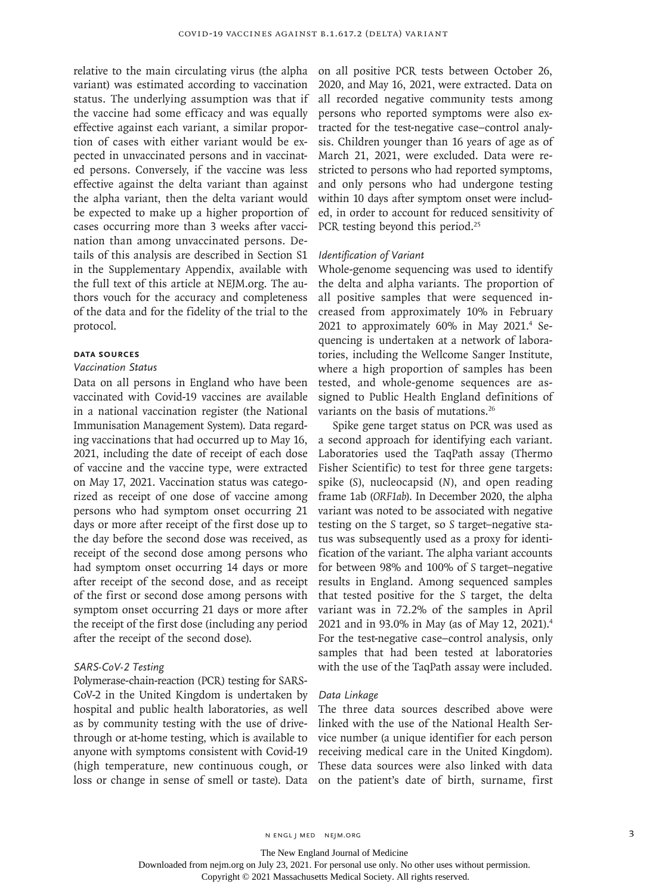relative to the main circulating virus (the alpha variant) was estimated according to vaccination status. The underlying assumption was that if the vaccine had some efficacy and was equally effective against each variant, a similar proportion of cases with either variant would be expected in unvaccinated persons and in vaccinated persons. Conversely, if the vaccine was less effective against the delta variant than against the alpha variant, then the delta variant would be expected to make up a higher proportion of cases occurring more than 3 weeks after vaccination than among unvaccinated persons. Details of this analysis are described in Section S1 in the Supplementary Appendix, available with the full text of this article at NEJM.org. The authors vouch for the accuracy and completeness of the data and for the fidelity of the trial to the protocol.

## Data Sources

### *Vaccination Status*

Data on all persons in England who have been vaccinated with Covid-19 vaccines are available in a national vaccination register (the National Immunisation Management System). Data regarding vaccinations that had occurred up to May 16, 2021, including the date of receipt of each dose of vaccine and the vaccine type, were extracted on May 17, 2021. Vaccination status was categorized as receipt of one dose of vaccine among persons who had symptom onset occurring 21 days or more after receipt of the first dose up to the day before the second dose was received, as receipt of the second dose among persons who had symptom onset occurring 14 days or more after receipt of the second dose, and as receipt of the first or second dose among persons with symptom onset occurring 21 days or more after the receipt of the first dose (including any period after the receipt of the second dose).

### *SARS-CoV-2 Testing*

Polymerase-chain-reaction (PCR) testing for SARS-CoV-2 in the United Kingdom is undertaken by hospital and public health laboratories, as well as by community testing with the use of drive-through or at-home testing, which is available to anyone with symptoms consistent with Covid-19 (high temperature, new continuous cough, or loss or change in sense of smell or taste). Data on all positive PCR tests between October 26, 2020, and May 16, 2021, were extracted. Data on all recorded negative community tests among persons who reported symptoms were also extracted for the test-negative case–control analysis. Children younger than 16 years of age as of March 21, 2021, were excluded. Data were restricted to persons who had reported symptoms, and only persons who had undergone testing within 10 days after symptom onset were included, in order to account for reduced sensitivity of PCR testing beyond this period.[25]

### *Identification of Variant*

Whole-genome sequencing was used to identify the delta and alpha variants. The proportion of all positive samples that were sequenced increased from approximately 10% in February 2021 to approximately 60% in May 2021.[4] Sequencing is undertaken at a network of laboratories, including the Wellcome Sanger Institute, where a high proportion of samples has been tested, and whole-genome sequences are assigned to Public Health England definitions of variants on the basis of mutations.[26]

Spike gene target status on PCR was used as a second approach for identifying each variant. Laboratories used the TaqPath assay (Thermo Fisher Scientific) to test for three gene targets: spike (*S*), nucleocapsid (*N*), and open reading frame 1ab (*ORF1ab*). In December 2020, the alpha variant was noted to be associated with negative testing on the *S* target, so *S* target–negative status was subsequently used as a proxy for identification of the variant. The alpha variant accounts for between 98% and 100% of *S* target–negative results in England. Among sequenced samples that tested positive for the *S* target, the delta variant was in 72.2% of the samples in April 2021 and in 93.0% in May (as of May 12, 2021).[4] For the test-negative case–control analysis, only samples that had been tested at laboratories with the use of the TaqPath assay were included.

### *Data Linkage*

The three data sources described above were linked with the use of the National Health Service number (a unique identifier for each person receiving medical care in the United Kingdom). These data sources were also linked with data on the patient's date of birth, surname, first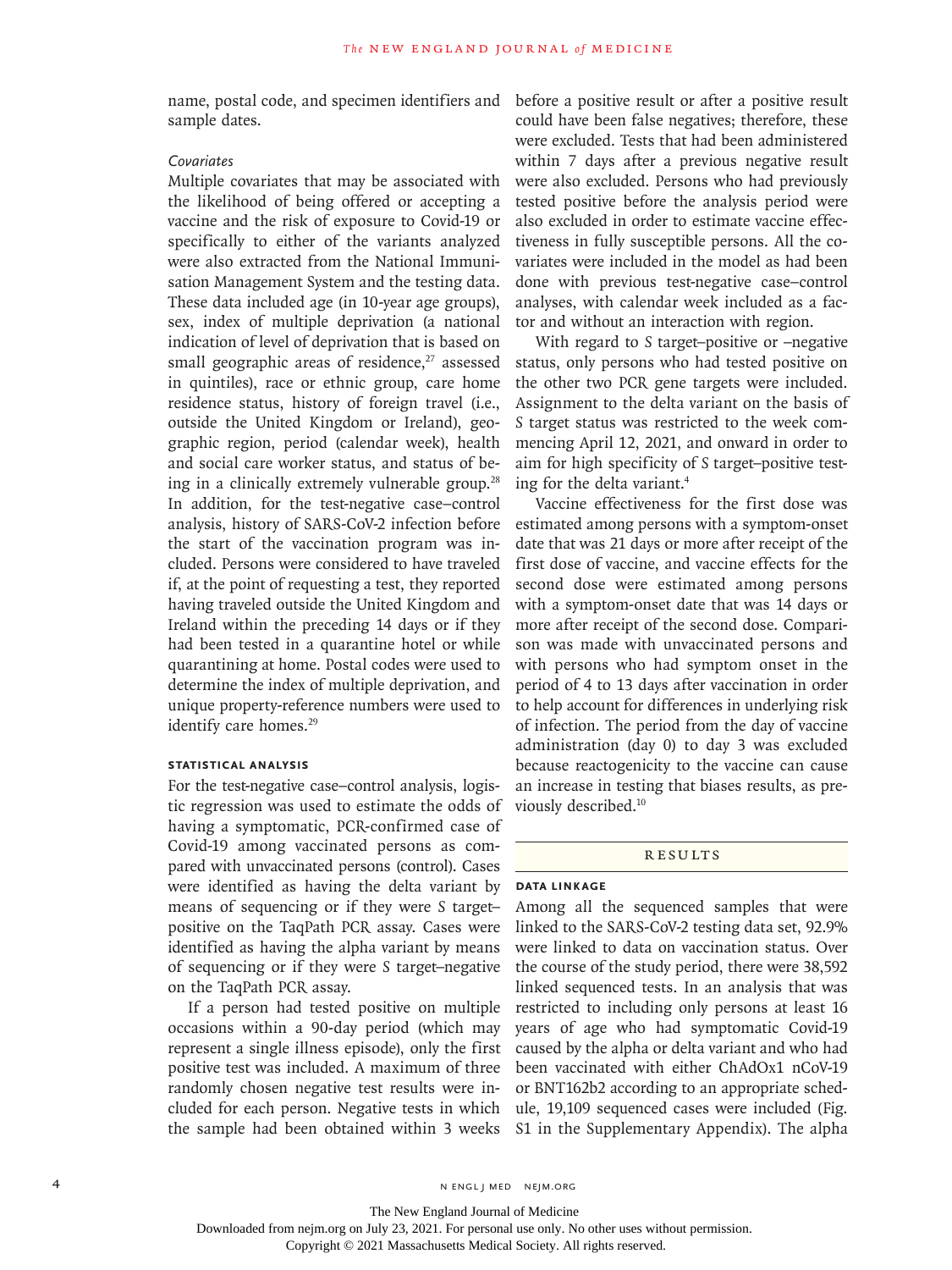name, postal code, and specimen identifiers and sample dates.

*Covariates*

Multiple covariates that may be associated with the likelihood of being offered or accepting a vaccine and the risk of exposure to Covid-19 or specifically to either of the variants analyzed were also extracted from the National Immunisation Management System and the testing data. These data included age (in 10-year age groups), sex, index of multiple deprivation (a national indication of level of deprivation that is based on small geographic areas of residence,[27] assessed in quintiles), race or ethnic group, care home residence status, history of foreign travel (i.e., outside the United Kingdom or Ireland), geographic region, period (calendar week), health and social care worker status, and status of being in a clinically extremely vulnerable group.[28] In addition, for the test-negative case–control analysis, history of SARS-CoV-2 infection before the start of the vaccination program was included. Persons were considered to have traveled if, at the point of requesting a test, they reported having traveled outside the United Kingdom and Ireland within the preceding 14 days or if they had been tested in a quarantine hotel or while quarantining at home. Postal codes were used to determine the index of multiple deprivation, and unique property-reference numbers were used to identify care homes.[29]

### STATISTICAL ANALYSIS

For the test-negative case–control analysis, logistic regression was used to estimate the odds of having a symptomatic, PCR-confirmed case of Covid-19 among vaccinated persons as compared with unvaccinated persons (control). Cases were identified as having the delta variant by means of sequencing or if they were S target–positive on the TaqPath PCR assay. Cases were identified as having the alpha variant by means of sequencing or if they were S target–negative on the TaqPath PCR assay.

If a person had tested positive on multiple occasions within a 90-day period (which may represent a single illness episode), only the first positive test was included. A maximum of three randomly chosen negative test results were included for each person. Negative tests in which the sample had been obtained within 3 weeks before a positive result or after a positive result could have been false negatives; therefore, these were excluded. Tests that had been administered within 7 days after a previous negative result were also excluded. Persons who had previously tested positive before the analysis period were also excluded in order to estimate vaccine effectiveness in fully susceptible persons. All the covariates were included in the model as had been done with previous test-negative case–control analyses, with calendar week included as a factor and without an interaction with region.

With regard to S target–positive or –negative status, only persons who had tested positive on the other two PCR gene targets were included. Assignment to the delta variant on the basis of S target status was restricted to the week commencing April 12, 2021, and onward in order to aim for high specificity of S target–positive testing for the delta variant.[4]

Vaccine effectiveness for the first dose was estimated among persons with a symptom-onset date that was 21 days or more after receipt of the first dose of vaccine, and vaccine effects for the second dose were estimated among persons with a symptom-onset date that was 14 days or more after receipt of the second dose. Comparison was made with unvaccinated persons and with persons who had symptom onset in the period of 4 to 13 days after vaccination in order to help account for differences in underlying risk of infection. The period from the day of vaccine administration (day 0) to day 3 was excluded because reactogenicity to the vaccine can cause an increase in testing that biases results, as previously described.[10]

## RESULTS

### DATA LINKAGE

Among all the sequenced samples that were linked to the SARS-CoV-2 testing data set, 92.9% were linked to data on vaccination status. Over the course of the study period, there were 38,592 linked sequenced tests. In an analysis that was restricted to including only persons at least 16 years of age who had symptomatic Covid-19 caused by the alpha or delta variant and who had been vaccinated with either ChAdOx1 nCoV-19 or BNT162b2 according to an appropriate schedule, 19,109 sequenced cases were included (Fig. S1 in the Supplementary Appendix). The alpha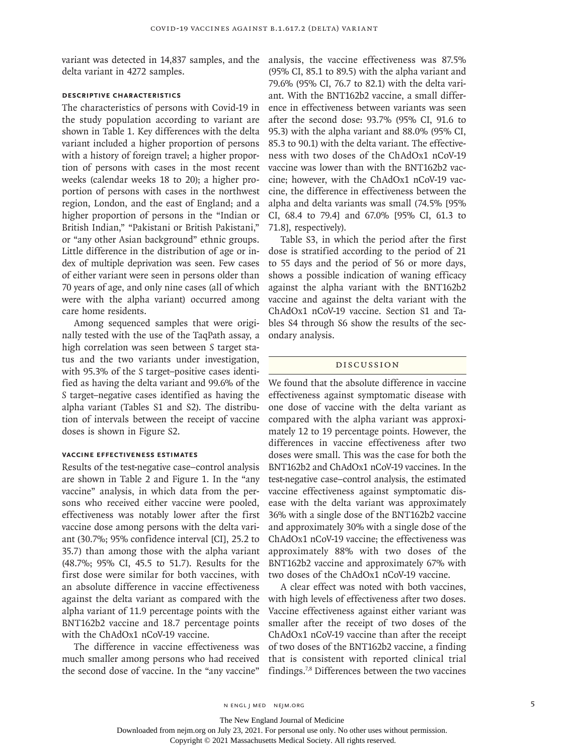variant was detected in 14,837 samples, and the delta variant in 4272 samples.

### Descriptive Characteristics

The characteristics of persons with Covid-19 in the study population according to variant are shown in Table 1. Key differences with the delta variant included a higher proportion of persons with a history of foreign travel; a higher proportion of persons with cases in the most recent weeks (calendar weeks 18 to 20); a higher proportion of persons with cases in the northwest region, London, and the east of England; and a higher proportion of persons in the "Indian or British Indian," "Pakistani or British Pakistani," or "any other Asian background" ethnic groups. Little difference in the distribution of age or index of multiple deprivation was seen. Few cases of either variant were seen in persons older than 70 years of age, and only nine cases (all of which were with the alpha variant) occurred among care home residents.

Among sequenced samples that were originally tested with the use of the TaqPath assay, a high correlation was seen between *S* target status and the two variants under investigation, with 95.3% of the *S* target–positive cases identified as having the delta variant and 99.6% of the *S* target–negative cases identified as having the alpha variant (Tables S1 and S2). The distribution of intervals between the receipt of vaccine doses is shown in Figure S2.

### Vaccine Effectiveness Estimates

Results of the test-negative case–control analysis are shown in Table 2 and Figure 1. In the "any vaccine" analysis, in which data from the persons who received either vaccine were pooled, effectiveness was notably lower after the first vaccine dose among persons with the delta variant (30.7%; 95% confidence interval [CI], 25.2 to 35.7) than among those with the alpha variant (48.7%; 95% CI, 45.5 to 51.7). Results for the first dose were similar for both vaccines, with an absolute difference in vaccine effectiveness against the delta variant as compared with the alpha variant of 11.9 percentage points with the BNT162b2 vaccine and 18.7 percentage points with the ChAdOx1 nCoV-19 vaccine.

The difference in vaccine effectiveness was much smaller among persons who had received the second dose of vaccine. In the "any vaccine" analysis, the vaccine effectiveness was 87.5% (95% CI, 85.1 to 89.5) with the alpha variant and 79.6% (95% CI, 76.7 to 82.1) with the delta variant. With the BNT162b2 vaccine, a small difference in effectiveness between variants was seen after the second dose: 93.7% (95% CI, 91.6 to 95.3) with the alpha variant and 88.0% (95% CI, 85.3 to 90.1) with the delta variant. The effectiveness with two doses of the ChAdOx1 nCoV-19 vaccine was lower than with the BNT162b2 vaccine; however, with the ChAdOx1 nCoV-19 vaccine, the difference in effectiveness between the alpha and delta variants was small (74.5% [95% CI, 68.4 to 79.4] and 67.0% [95% CI, 61.3 to 71.8], respectively).

Table S3, in which the period after the first dose is stratified according to the period of 21 to 55 days and the period of 56 or more days, shows a possible indication of waning efficacy against the alpha variant with the BNT162b2 vaccine and against the delta variant with the ChAdOx1 nCoV-19 vaccine. Section S1 and Tables S4 through S6 show the results of the secondary analysis.

## Discussion

We found that the absolute difference in vaccine effectiveness against symptomatic disease with one dose of vaccine with the delta variant as compared with the alpha variant was approximately 12 to 19 percentage points. However, the differences in vaccine effectiveness after two doses were small. This was the case for both the BNT162b2 and ChAdOx1 nCoV-19 vaccines. In the test-negative case–control analysis, the estimated vaccine effectiveness against symptomatic disease with the delta variant was approximately 36% with a single dose of the BNT162b2 vaccine and approximately 30% with a single dose of the ChAdOx1 nCoV-19 vaccine; the effectiveness was approximately 88% with two doses of the BNT162b2 vaccine and approximately 67% with two doses of the ChAdOx1 nCoV-19 vaccine.

A clear effect was noted with both vaccines, with high levels of effectiveness after two doses. Vaccine effectiveness against either variant was smaller after the receipt of two doses of the ChAdOx1 nCoV-19 vaccine than after the receipt of two doses of the BNT162b2 vaccine, a finding that is consistent with reported clinical trial findings.[7,8] Differences between the two vaccines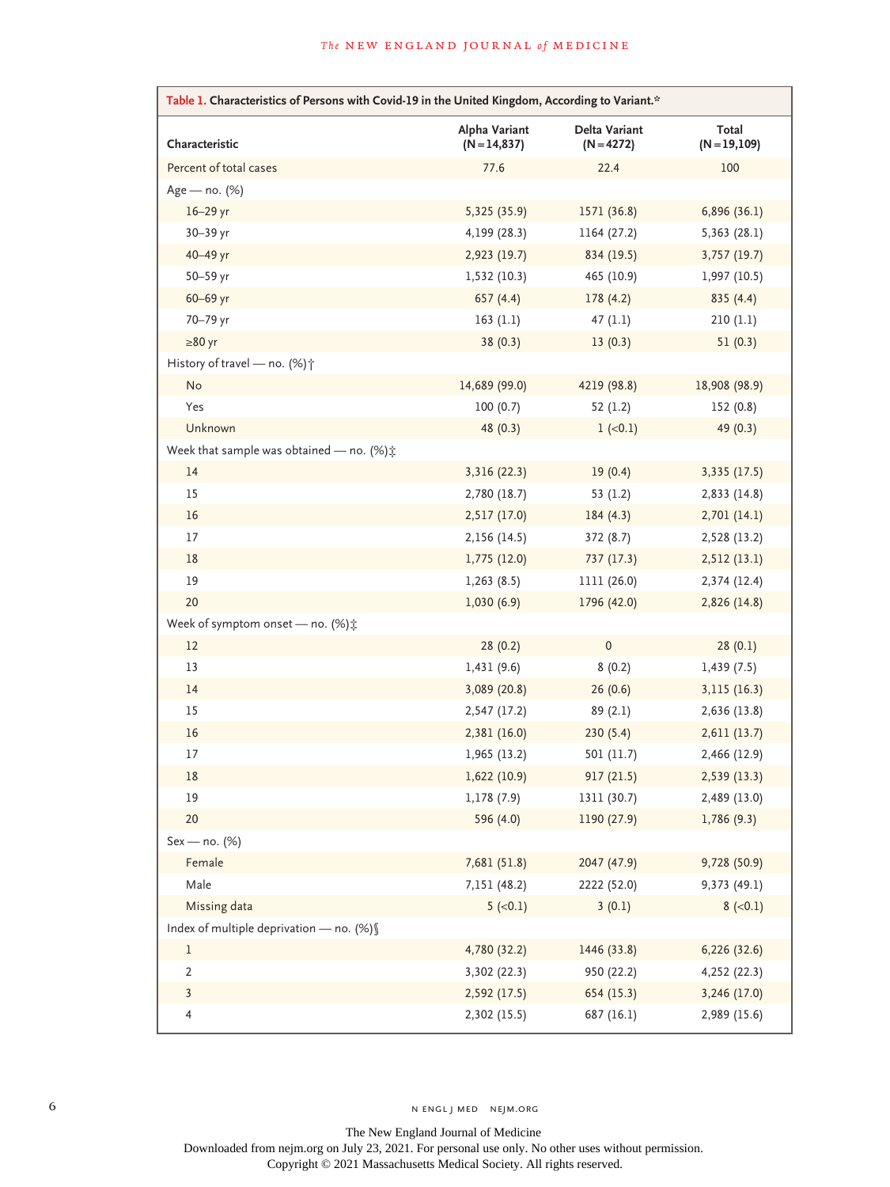**Table 1. Characteristics of Persons with Covid-19 in the United Kingdom, According to Variant.***

| Characteristic | Alpha Variant (N=14,837) | Delta Variant (N=4272) | Total (N=19,109) |
|---|---|---|---|
| Percent of total cases | 77.6 | 22.4 | 100 |
| Age — no. (%) | | | |
| 16–29 yr | 5,325 (35.9) | 1571 (36.8) | 6,896 (36.1) |
| 30–39 yr | 4,199 (28.3) | 1164 (27.2) | 5,363 (28.1) |
| 40–49 yr | 2,923 (19.7) | 834 (19.5) | 3,757 (19.7) |
| 50–59 yr | 1,532 (10.3) | 465 (10.9) | 1,997 (10.5) |
| 60–69 yr | 657 (4.4) | 178 (4.2) | 835 (4.4) |
| 70–79 yr | 163 (1.1) | 47 (1.1) | 210 (1.1) |
| ≥80 yr | 38 (0.3) | 13 (0.3) | 51 (0.3) |
| History of travel — no. (%)† | | | |
| No | 14,689 (99.0) | 4219 (98.8) | 18,908 (98.9) |
| Yes | 100 (0.7) | 52 (1.2) | 152 (0.8) |
| Unknown | 48 (0.3) | 1 (<0.1) | 49 (0.3) |
| Week that sample was obtained — no. (%)‡ | | | |
| 14 | 3,316 (22.3) | 19 (0.4) | 3,335 (17.5) |
| 15 | 2,780 (18.7) | 53 (1.2) | 2,833 (14.8) |
| 16 | 2,517 (17.0) | 184 (4.3) | 2,701 (14.1) |
| 17 | 2,156 (14.5) | 372 (8.7) | 2,528 (13.2) |
| 18 | 1,775 (12.0) | 737 (17.3) | 2,512 (13.1) |
| 19 | 1,263 (8.5) | 1111 (26.0) | 2,374 (12.4) |
| 20 | 1,030 (6.9) | 1796 (42.0) | 2,826 (14.8) |
| Week of symptom onset — no. (%)‡ | | | |
| 12 | 28 (0.2) | 0 | 28 (0.1) |
| 13 | 1,431 (9.6) | 8 (0.2) | 1,439 (7.5) |
| 14 | 3,089 (20.8) | 26 (0.6) | 3,115 (16.3) |
| 15 | 2,547 (17.2) | 89 (2.1) | 2,636 (13.8) |
| 16 | 2,381 (16.0) | 230 (5.4) | 2,611 (13.7) |
| 17 | 1,965 (13.2) | 501 (11.7) | 2,466 (12.9) |
| 18 | 1,622 (10.9) | 917 (21.5) | 2,539 (13.3) |
| 19 | 1,178 (7.9) | 1311 (30.7) | 2,489 (13.0) |
| 20 | 596 (4.0) | 1190 (27.9) | 1,786 (9.3) |
| Sex — no. (%) | | | |
| Female | 7,681 (51.8) | 2047 (47.9) | 9,728 (50.9) |
| Male | 7,151 (48.2) | 2222 (52.0) | 9,373 (49.1) |
| Missing data | 5 (<0.1) | 3 (0.1) | 8 (<0.1) |
| Index of multiple deprivation — no. (%)§ | | | |
| 1 | 4,780 (32.2) | 1446 (33.8) | 6,226 (32.6) |
| 2 | 3,302 (22.3) | 950 (22.2) | 4,252 (22.3) |
| 3 | 2,592 (17.5) | 654 (15.3) | 3,246 (17.0) |
| 4 | 2,302 (15.5) | 687 (16.1) | 2,989 (15.6) |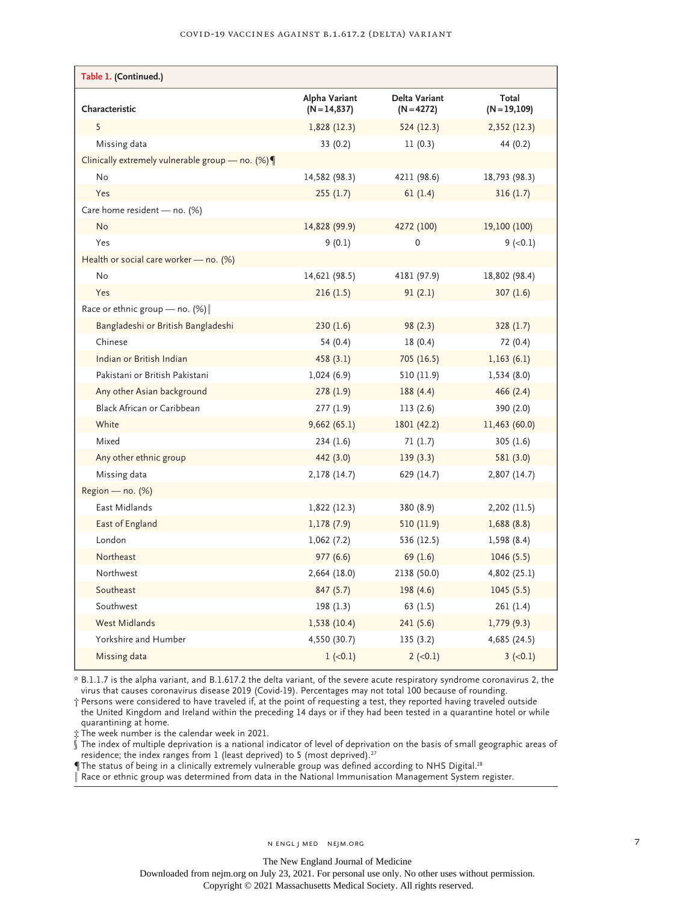| Characteristic | Alpha Variant (N=14,837) | Delta Variant (N=4272) | Total (N=19,109) |
|---|---|---|---|
| 5 | 1,828 (12.3) | 524 (12.3) | 2,352 (12.3) |
| Missing data | 33 (0.2) | 11 (0.3) | 44 (0.2) |
| Clinically extremely vulnerable group — no. (%)¶ | | | |
| No | 14,582 (98.3) | 4211 (98.6) | 18,793 (98.3) |
| Yes | 255 (1.7) | 61 (1.4) | 316 (1.7) |
| Care home resident — no. (%) | | | |
| No | 14,828 (99.9) | 4272 (100) | 19,100 (100) |
| Yes | 9 (0.1) | 0 | 9 (<0.1) |
| Health or social care worker — no. (%) | | | |
| No | 14,621 (98.5) | 4181 (97.9) | 18,802 (98.4) |
| Yes | 216 (1.5) | 91 (2.1) | 307 (1.6) |
| Race or ethnic group — no. (%)‖ | | | |
| Bangladeshi or British Bangladeshi | 230 (1.6) | 98 (2.3) | 328 (1.7) |
| Chinese | 54 (0.4) | 18 (0.4) | 72 (0.4) |
| Indian or British Indian | 458 (3.1) | 705 (16.5) | 1,163 (6.1) |
| Pakistani or British Pakistani | 1,024 (6.9) | 510 (11.9) | 1,534 (8.0) |
| Any other Asian background | 278 (1.9) | 188 (4.4) | 466 (2.4) |
| Black African or Caribbean | 277 (1.9) | 113 (2.6) | 390 (2.0) |
| White | 9,662 (65.1) | 1801 (42.2) | 11,463 (60.0) |
| Mixed | 234 (1.6) | 71 (1.7) | 305 (1.6) |
| Any other ethnic group | 442 (3.0) | 139 (3.3) | 581 (3.0) |
| Missing data | 2,178 (14.7) | 629 (14.7) | 2,807 (14.7) |
| Region — no. (%) | | | |
| East Midlands | 1,822 (12.3) | 380 (8.9) | 2,202 (11.5) |
| East of England | 1,178 (7.9) | 510 (11.9) | 1,688 (8.8) |
| London | 1,062 (7.2) | 536 (12.5) | 1,598 (8.4) |
| Northeast | 977 (6.6) | 69 (1.6) | 1046 (5.5) |
| Northwest | 2,664 (18.0) | 2138 (50.0) | 4,802 (25.1) |
| Southeast | 847 (5.7) | 198 (4.6) | 1045 (5.5) |
| Southwest | 198 (1.3) | 63 (1.5) | 261 (1.4) |
| West Midlands | 1,538 (10.4) | 241 (5.6) | 1,779 (9.3) |
| Yorkshire and Humber | 4,550 (30.7) | 135 (3.2) | 4,685 (24.5) |
| Missing data | 1 (<0.1) | 2 (<0.1) | 3 (<0.1) |

\* B.1.1.7 is the alpha variant, and B.1.617.2 the delta variant, of the severe acute respiratory syndrome coronavirus 2, the virus that causes coronavirus disease 2019 (Covid-19). Percentages may not total 100 because of rounding.

† Persons were considered to have traveled if, at the point of requesting a test, they reported having traveled outside the United Kingdom and Ireland within the preceding 14 days or if they had been tested in a quarantine hotel or while quarantining at home.

‡ The week number is the calendar week in 2021.

§ The index of multiple deprivation is a national indicator of level of deprivation on the basis of small geographic areas of residence; the index ranges from 1 (least deprived) to 5 (most deprived).[27]

¶ The status of being in a clinically extremely vulnerable group was defined according to NHS Digital.[28]

‖ Race or ethnic group was determined from data in the National Immunisation Management System register.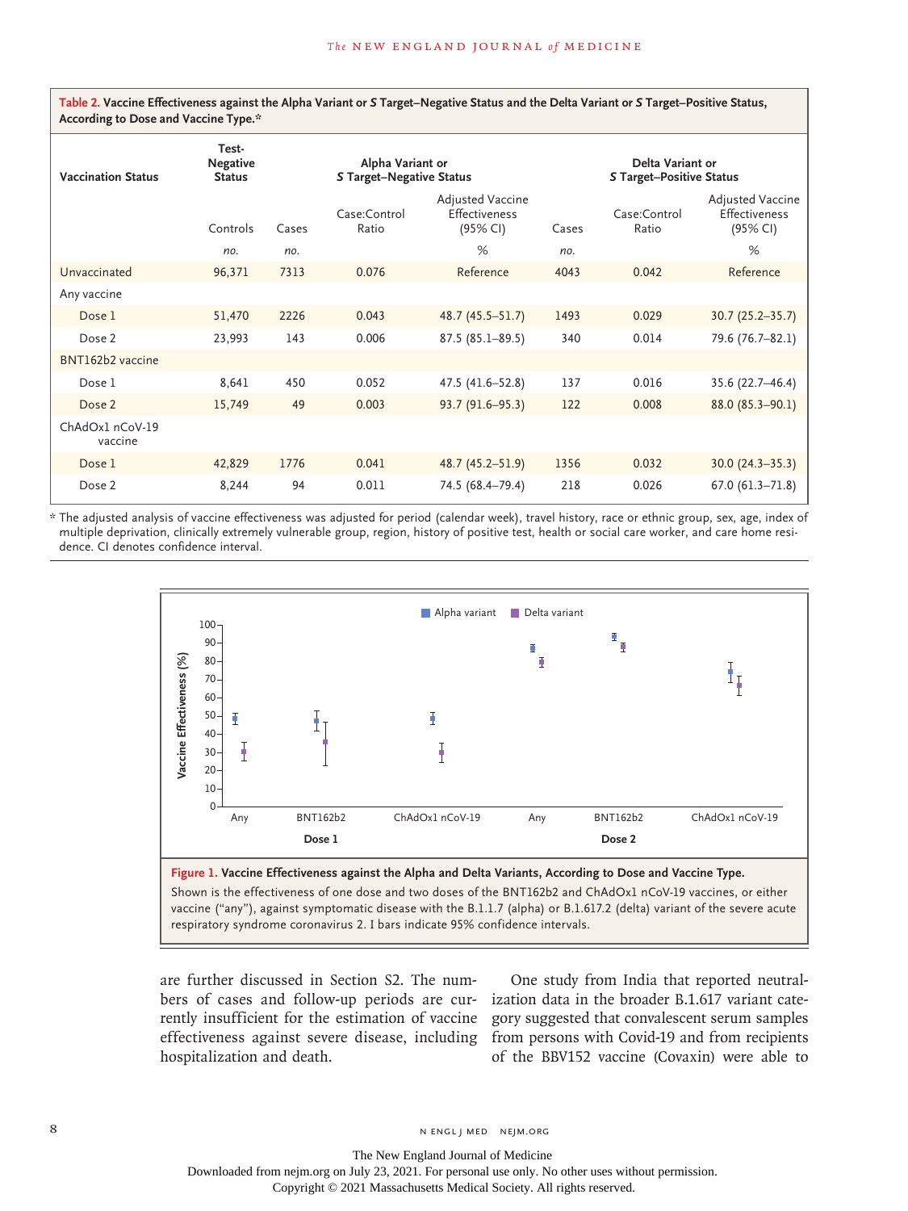**Table 2. Vaccine Effectiveness against the Alpha Variant or *S* Target–Negative Status and the Delta Variant or *S* Target–Positive Status, According to Dose and Vaccine Type.***

| Vaccination Status | Test-Negative Status | Alpha Variant or *S* Target–Negative Status | | | Delta Variant or *S* Target–Positive Status | | |
|---|---|---|---|---|---|---|---|
| | Controls | Cases | Case:Control Ratio | Adjusted Vaccine Effectiveness (95% CI) | Cases | Case:Control Ratio | Adjusted Vaccine Effectiveness (95% CI) |
| | *no.* | *no.* | | % | *no.* | | % |
| Unvaccinated | 96,371 | 7313 | 0.076 | Reference | 4043 | 0.042 | Reference |
| Any vaccine | | | | | | | |
| Dose 1 | 51,470 | 2226 | 0.043 | 48.7 (45.5–51.7) | 1493 | 0.029 | 30.7 (25.2–35.7) |
| Dose 2 | 23,993 | 143 | 0.006 | 87.5 (85.1–89.5) | 340 | 0.014 | 79.6 (76.7–82.1) |
| BNT162b2 vaccine | | | | | | | |
| Dose 1 | 8,641 | 450 | 0.052 | 47.5 (41.6–52.8) | 137 | 0.016 | 35.6 (22.7–46.4) |
| Dose 2 | 15,749 | 49 | 0.003 | 93.7 (91.6–95.3) | 122 | 0.008 | 88.0 (85.3–90.1) |
| ChAdOx1 nCoV-19 vaccine | | | | | | | |
| Dose 1 | 42,829 | 1776 | 0.041 | 48.7 (45.2–51.9) | 1356 | 0.032 | 30.0 (24.3–35.3) |
| Dose 2 | 8,244 | 94 | 0.011 | 74.5 (68.4–79.4) | 218 | 0.026 | 67.0 (61.3–71.8) |

\* The adjusted analysis of vaccine effectiveness was adjusted for period (calendar week), travel history, race or ethnic group, sex, age, index of multiple deprivation, clinically extremely vulnerable group, region, history of positive test, health or social care worker, and care home residence. CI denotes confidence interval.

**Figure 1. Vaccine Effectiveness against the Alpha and Delta Variants, According to Dose and Vaccine Type.**

Shown is the effectiveness of one dose and two doses of the BNT162b2 and ChAdOx1 nCoV-19 vaccines, or either vaccine ("any"), against symptomatic disease with the B.1.1.7 (alpha) or B.1.617.2 (delta) variant of the severe acute respiratory syndrome coronavirus 2. I bars indicate 95% confidence intervals.

are further discussed in Section S2. The numbers of cases and follow-up periods are currently insufficient for the estimation of vaccine effectiveness against severe disease, including hospitalization and death.

One study from India that reported neutralization data in the broader B.1.617 variant category suggested that convalescent serum samples from persons with Covid-19 and from recipients of the BBV152 vaccine (Covaxin) were able to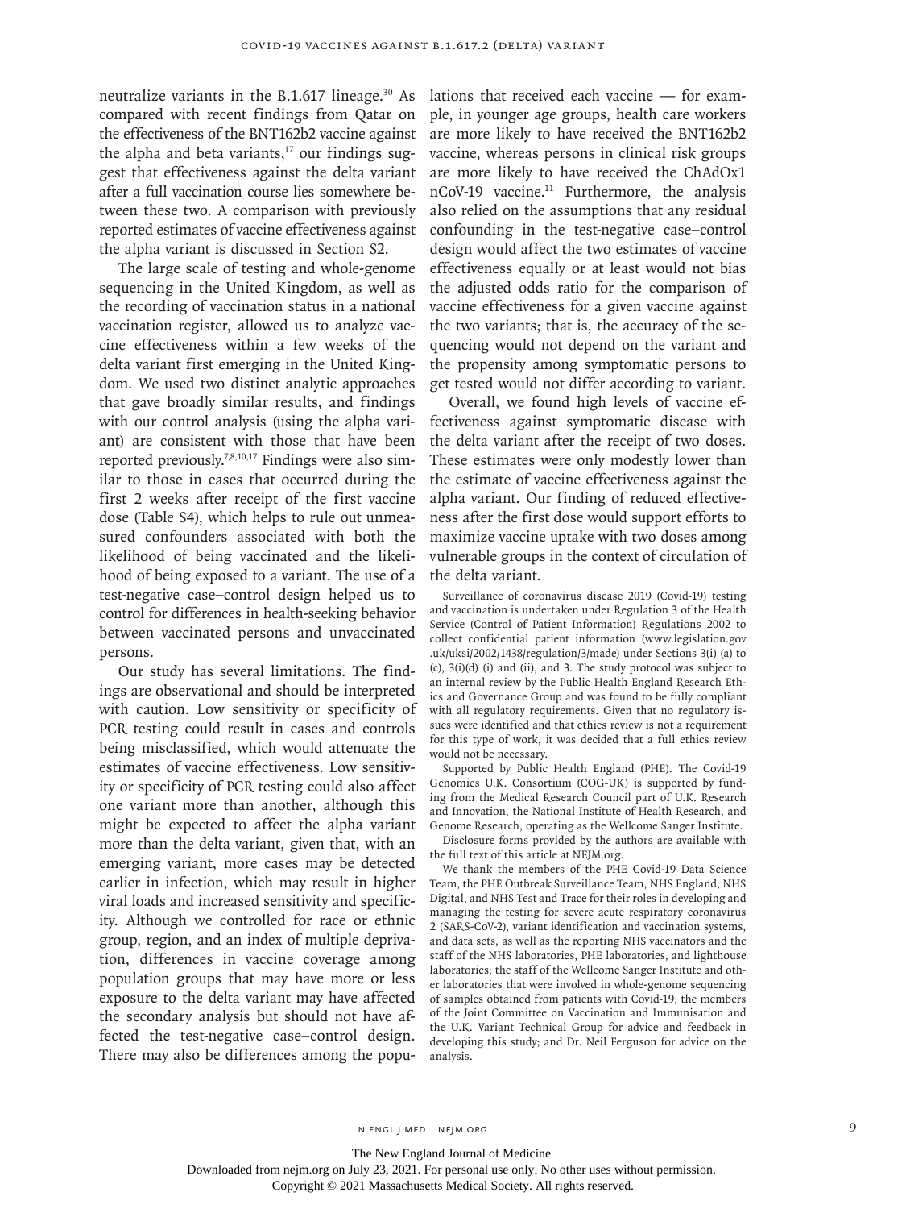neutralize variants in the B.1.617 lineage.[30] As compared with recent findings from Qatar on the effectiveness of the BNT162b2 vaccine against the alpha and beta variants,[17] our findings suggest that effectiveness against the delta variant after a full vaccination course lies somewhere between these two. A comparison with previously reported estimates of vaccine effectiveness against the alpha variant is discussed in Section S2.

The large scale of testing and whole-genome sequencing in the United Kingdom, as well as the recording of vaccination status in a national vaccination register, allowed us to analyze vaccine effectiveness within a few weeks of the delta variant first emerging in the United Kingdom. We used two distinct analytic approaches that gave broadly similar results, and findings with our control analysis (using the alpha variant) are consistent with those that have been reported previously.[7,8,10,17] Findings were also similar to those in cases that occurred during the first 2 weeks after receipt of the first vaccine dose (Table S4), which helps to rule out unmeasured confounders associated with both the likelihood of being vaccinated and the likelihood of being exposed to a variant. The use of a test-negative case–control design helped us to control for differences in health-seeking behavior between vaccinated persons and unvaccinated persons.

Our study has several limitations. The findings are observational and should be interpreted with caution. Low sensitivity or specificity of PCR testing could result in cases and controls being misclassified, which would attenuate the estimates of vaccine effectiveness. Low sensitivity or specificity of PCR testing could also affect one variant more than another, although this might be expected to affect the alpha variant more than the delta variant, given that, with an emerging variant, more cases may be detected earlier in infection, which may result in higher viral loads and increased sensitivity and specificity. Although we controlled for race or ethnic group, region, and an index of multiple deprivation, differences in vaccine coverage among population groups that may have more or less exposure to the delta variant may have affected the secondary analysis but should not have affected the test-negative case–control design. There may also be differences among the populations that received each vaccine — for example, in younger age groups, health care workers are more likely to have received the BNT162b2 vaccine, whereas persons in clinical risk groups are more likely to have received the ChAdOx1 nCoV-19 vaccine.[11] Furthermore, the analysis also relied on the assumptions that any residual confounding in the test-negative case–control design would affect the two estimates of vaccine effectiveness equally or at least would not bias the adjusted odds ratio for the comparison of vaccine effectiveness for a given vaccine against the two variants; that is, the accuracy of the sequencing would not depend on the variant and the propensity among symptomatic persons to get tested would not differ according to variant.

Overall, we found high levels of vaccine effectiveness against symptomatic disease with the delta variant after the receipt of two doses. These estimates were only modestly lower than the estimate of vaccine effectiveness against the alpha variant. Our finding of reduced effectiveness after the first dose would support efforts to maximize vaccine uptake with two doses among vulnerable groups in the context of circulation of the delta variant.

Surveillance of coronavirus disease 2019 (Covid-19) testing and vaccination is undertaken under Regulation 3 of the Health Service (Control of Patient Information) Regulations 2002 to collect confidential patient information (www.legislation.gov.uk/uksi/2002/1438/regulation/3/made) under Sections 3(i) (a) to (c), 3(i)(d) (i and (ii), and 3. The study protocol was subject to an internal review by the Public Health England Research Ethics and Governance Group and was found to be fully compliant with all regulatory requirements. Given that no regulatory issues were identified and that ethics review is not a requirement for this type of work, it was decided that a full ethics review would not be necessary.

Supported by Public Health England (PHE). The Covid-19 Genomics U.K. Consortium (COG-UK) is supported by funding from the Medical Research Council part of U.K. Research and Innovation, the National Institute of Health Research, and Genome Research, operating as the Wellcome Sanger Institute.

Disclosure forms provided by the authors are available with the full text of this article at NEJM.org.

We thank the members of the PHE Covid-19 Data Science Team, the PHE Outbreak Surveillance Team, NHS England, NHS Digital, and NHS Test and Trace for their roles in developing and managing the testing for severe acute respiratory coronavirus 2 (SARS-CoV-2), variant identification and vaccination systems, and data sets, as well as the reporting NHS vaccinators and the staff of the NHS laboratories, PHE laboratories, and lighthouse laboratories; the staff of the Wellcome Sanger Institute and other laboratories that were involved in whole-genome sequencing of samples obtained from patients with Covid-19; the members of the Joint Committee on Vaccination and Immunisation and the U.K. Variant Technical Group for advice and feedback in developing this study; and Dr. Neil Ferguson for advice on the analysis.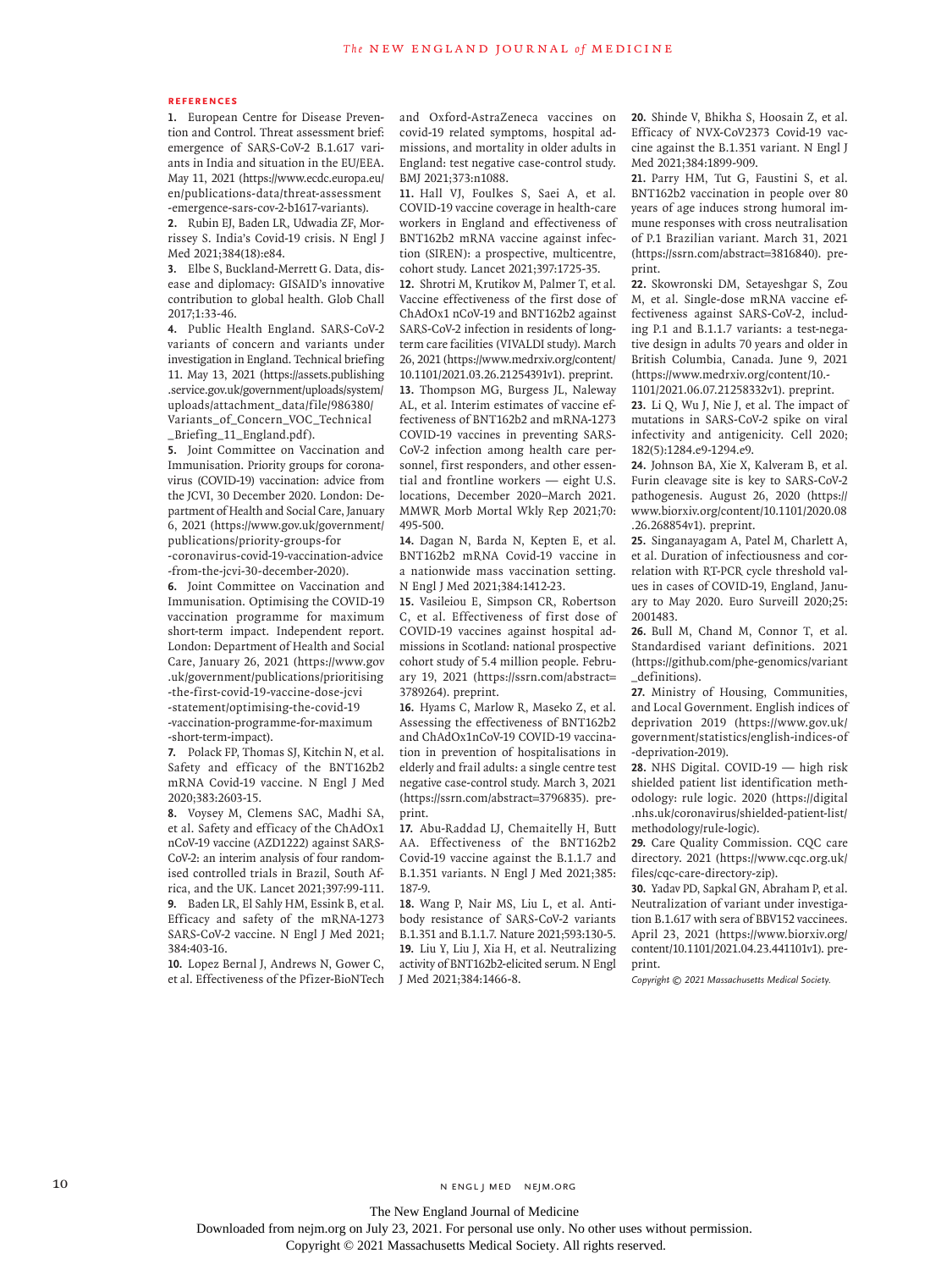## References

1. European Centre for Disease Prevention and Control. Threat assessment brief: emergence of SARS-CoV-2 B.1.617 variants in India and situation in the EU/EEA. May 11, 2021 (https://www.ecdc.europa.eu/en/publications-data/threat-assessment-emergence-sars-cov-2-b1617-variants).
2. Rubin EJ, Baden LR, Udwadia ZF, Morrissey S. India's Covid-19 crisis. N Engl J Med 2021;384(18):e84.
3. Elbe S, Buckland-Merrett G. Data, disease and diplomacy: GISAID's innovative contribution to global health. Glob Chall 2017;1:33-46.
4. Public Health England. SARS-CoV-2 variants of concern and variants under investigation in England. Technical briefing 11. May 13, 2021 (https://assets.publishing.service.gov.uk/government/uploads/system/uploads/attachment_data/file/986380/Variants_of_Concern_VOC_Technical_Briefing_11_England.pdf).
5. Joint Committee on Vaccination and Immunisation. Priority groups for coronavirus (COVID-19) vaccination: advice from the JCVI, 30 December 2020. London: Department of Health and Social Care, January 6, 2021 (https://www.gov.uk/government/publications/priority-groups-for-coronavirus-covid-19-vaccination-advice-from-the-jcvi-30-december-2020).
6. Joint Committee on Vaccination and Immunisation. Optimising the COVID-19 vaccination programme for maximum short-term impact. Independent report. London: Department of Health and Social Care, January 26, 2021 (https://www.gov.uk/government/publications/prioritising-the-first-covid-19-vaccine-dose-jcvi-statement/optimising-the-covid-19-vaccination-programme-for-maximum-short-term-impact).
7. Polack FP, Thomas SJ, Kitchin N, et al. Safety and efficacy of the BNT162b2 mRNA Covid-19 vaccine. N Engl J Med 2020;383:2603-15.
8. Voysey M, Clemens SAC, Madhi SA, et al. Safety and efficacy of the ChAdOx1 nCoV-19 vaccine (AZD1222) against SARS-CoV-2: an interim analysis of four randomised controlled trials in Brazil, South Africa, and the UK. Lancet 2021;397:99-111.
9. Baden LR, El Sahly HM, Essink B, et al. Efficacy and safety of the mRNA-1273 SARS-CoV-2 vaccine. N Engl J Med 2021;384:403-16.
10. Lopez Bernal J, Andrews N, Gower C, et al. Effectiveness of the Pfizer-BioNTech and Oxford-AstraZeneca vaccines on covid-19 related symptoms, hospital admissions, and mortality in older adults in England: test negative case-control study. BMJ 2021;373:n1088.
11. Hall VJ, Foulkes S, Saei A, et al. COVID-19 vaccine coverage in health-care workers in England and effectiveness of BNT162b2 mRNA vaccine against infection (SIREN): a prospective, multicentre, cohort study. Lancet 2021;397:1725-35.
12. Shrotri M, Krutikov M, Palmer T, et al. Vaccine effectiveness of the first dose of ChAdOx1 nCoV-19 and BNT162b2 against SARS-CoV-2 infection in residents of long-term care facilities (VIVALDI study). March 26, 2021 (https://www.medrxiv.org/content/10.1101/2021.03.26.21254391v1). preprint.
13. Thompson MG, Burgess JL, Naleway AL, et al. Interim estimates of vaccine effectiveness of BNT162b2 and mRNA-1273 COVID-19 vaccines in preventing SARS-CoV-2 infection among health care personnel, first responders, and other essential and frontline workers — eight U.S. locations, December 2020–March 2021. MMWR Morb Mortal Wkly Rep 2021;70:495-500.
14. Dagan N, Barda N, Kepten E, et al. BNT162b2 mRNA Covid-19 vaccine in a nationwide mass vaccination setting. N Engl J Med 2021;384:1412-23.
15. Vasileiou E, Simpson CR, Robertson C, et al. Effectiveness of first dose of COVID-19 vaccines against hospital admissions in Scotland: national prospective cohort study of 5.4 million people. February 19, 2021 (https://ssrn.com/abstract=3789264). preprint.
16. Hyams C, Marlow R, Maseko Z, et al. Assessing the effectiveness of BNT162b2 and ChAdOx1nCoV-19 COVID-19 vaccination in prevention of hospitalisations in elderly and frail adults: a single centre test negative case-control study. March 3, 2021 (https://ssrn.com/abstract=3796835). preprint.
17. Abu-Raddad LJ, Chemaitelly H, Butt AA. Effectiveness of the BNT162b2 Covid-19 vaccine against the B.1.1.7 and B.1.351 variants. N Engl J Med 2021;385:187-9.
18. Wang P, Nair MS, Liu L, et al. Antibody resistance of SARS-CoV-2 variants B.1.351 and B.1.1.7. Nature 2021;593:130-5.
19. Liu Y, Liu J, Xia H, et al. Neutralizing activity of BNT162b2-elicited serum. N Engl J Med 2021;384:1466-8.
20. Shinde V, Bhikha S, Hoosain Z, et al. Efficacy of NVX-CoV2373 Covid-19 vaccine against the B.1.351 variant. N Engl J Med 2021;384:1899-909.
21. Parry HM, Tut G, Faustini S, et al. BNT162b2 vaccination in people over 80 years of age induces strong humoral immune responses with cross neutralisation of P.1 Brazilian variant. March 31, 2021 (https://ssrn.com/abstract=3816840). preprint.
22. Skowronski DM, Setayeshgar S, Zou M, et al. Single-dose mRNA vaccine effectiveness against SARS-CoV-2, including P.1 and B.1.1.7 variants: a test-negative design in adults 70 years and older in British Columbia, Canada. June 9, 2021 (https://www.medrxiv.org/content/10.1101/2021.06.07.21258332v1). preprint.
23. Li Q, Wu J, Nie J, et al. The impact of mutations in SARS-CoV-2 spike on viral infectivity and antigenicity. Cell 2020;182(5):1284.e9-1294.e9.
24. Johnson BA, Xie X, Kalveram B, et al. Furin cleavage site is key to SARS-CoV-2 pathogenesis. August 26, 2020 (https://www.biorxiv.org/content/10.1101/2020.08.26.268854v1). preprint.
25. Singanayagam A, Patel M, Charlett A, et al. Duration of infectiousness and correlation with RT-PCR cycle threshold values in cases of COVID-19, England, January to May 2020. Euro Surveill 2020;25:2001483.
26. Bull M, Chand M, Connor T, et al. Standardised variant definitions. 2021 (https://github.com/phe-genomics/variant_definitions).
27. Ministry of Housing, Communities, and Local Government. English indices of deprivation 2019 (https://www.gov.uk/government/statistics/english-indices-of-deprivation-2019).
28. NHS Digital. COVID-19 — high risk shielded patient list identification methodology: rule logic. 2020 (https://digital.nhs.uk/coronavirus/shielded-patient-list/methodology/rule-logic).
29. Care Quality Commission. CQC care directory. 2021 (https://www.cqc.org.uk/files/cqc-care-directory-zip).
30. Yadav PD, Sapkal GN, Abraham P, et al. Neutralization of variant under investigation B.1.617 with sera of BBV152 vaccinees. April 23, 2021 (https://www.biorxiv.org/content/10.1101/2021.04.23.441101v1). preprint.

*Copyright © 2021 Massachusetts Medical Society.*